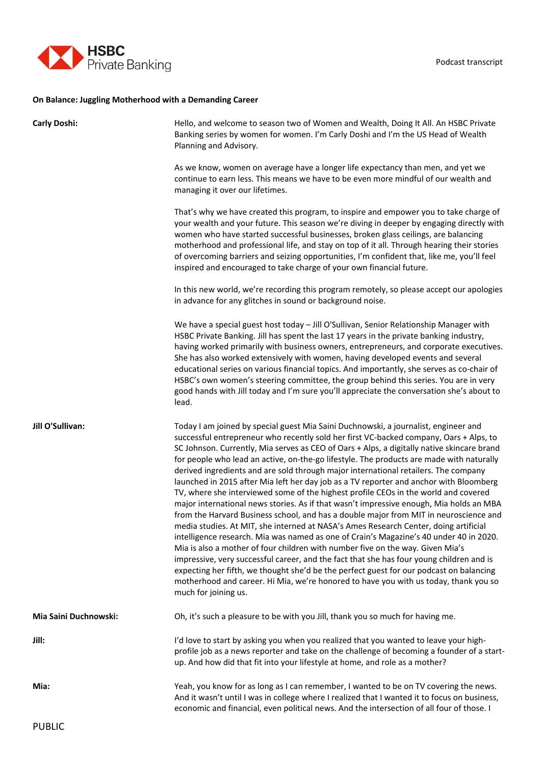**On Balance: Juggling Motherhood with a Demanding Career**

**Carly Doshi:** Hello, and welcome to season two of Women and Wealth, Doing It All. An HSBC Private Banking series by women for women. I'm Carly Doshi and I'm the US Head of Wealth Planning and Advisory.

As we know, women on average have a longer life expectancy than men, and yet we continue to earn less. This means we have to be even more mindful of our wealth and managing it over our lifetimes.

That's why we have created this program, to inspire and empower you to take charge of your wealth and your future. This season we're diving in deeper by engaging directly with women who have started successful businesses, broken glass ceilings, are balancing motherhood and professional life, and stay on top of it all. Through hearing their stories of overcoming barriers and seizing opportunities, I'm confident that, like me, you'll feel inspired and encouraged to take charge of your own financial future.

In this new world, we're recording this program remotely, so please accept our apologies in advance for any glitches in sound or background noise.

We have a special guest host today – Jill O'Sullivan, Senior Relationship Manager with HSBC Private Banking. Jill has spent the last 17 years in the private banking industry, having worked primarily with business owners, entrepreneurs, and corporate executives. She has also worked extensively with women, having developed events and several educational series on various financial topics. And importantly, she serves as co-chair of HSBC's own women's steering committee, the group behind this series. You are in very good hands with Jill today and I'm sure you'll appreciate the conversation she's about to lead.

**Jill O'Sullivan:** Today I am joined by special guest Mia Saini Duchnowski, a journalist, engineer and successful entrepreneur who recently sold her first VC-backed company, Oars + Alps, to SC Johnson. Currently, Mia serves as CEO of Oars + Alps, a digitally native skincare brand for people who lead an active, on-the-go lifestyle. The products are made with naturally derived ingredients and are sold through major international retailers. The company launched in 2015 after Mia left her day job as a TV reporter and anchor with Bloomberg TV, where she interviewed some of the highest profile CEOs in the world and covered major international news stories. As if that wasn't impressive enough, Mia holds an MBA from the Harvard Business school, and has a double major from MIT in neuroscience and media studies. At MIT, she interned at NASA's Ames Research Center, doing artificial intelligence research. Mia was named as one of Crain's Magazine's 40 under 40 in 2020. Mia is also a mother of four children with number five on the way. Given Mia's impressive, very successful career, and the fact that she has four young children and is expecting her fifth, we thought she'd be the perfect guest for our podcast on balancing motherhood and career. Hi Mia, we're honored to have you with us today, thank you so much for joining us.

**Mia Saini Duchnowski:** Oh, it's such a pleasure to be with you Jill, thank you so much for having me.

**Jill:** I'd love to start by asking you when you realized that you wanted to leave your high-profile job as a news reporter and take on the challenge of becoming a founder of a start-up. And how did that fit into your lifestyle at home, and role as a mother?

**Mia:** Yeah, you know for as long as I can remember, I wanted to be on TV covering the news. And it wasn't until I was in college where I realized that I wanted it to focus on business, economic and financial, even political news. And the intersection of all four of those. I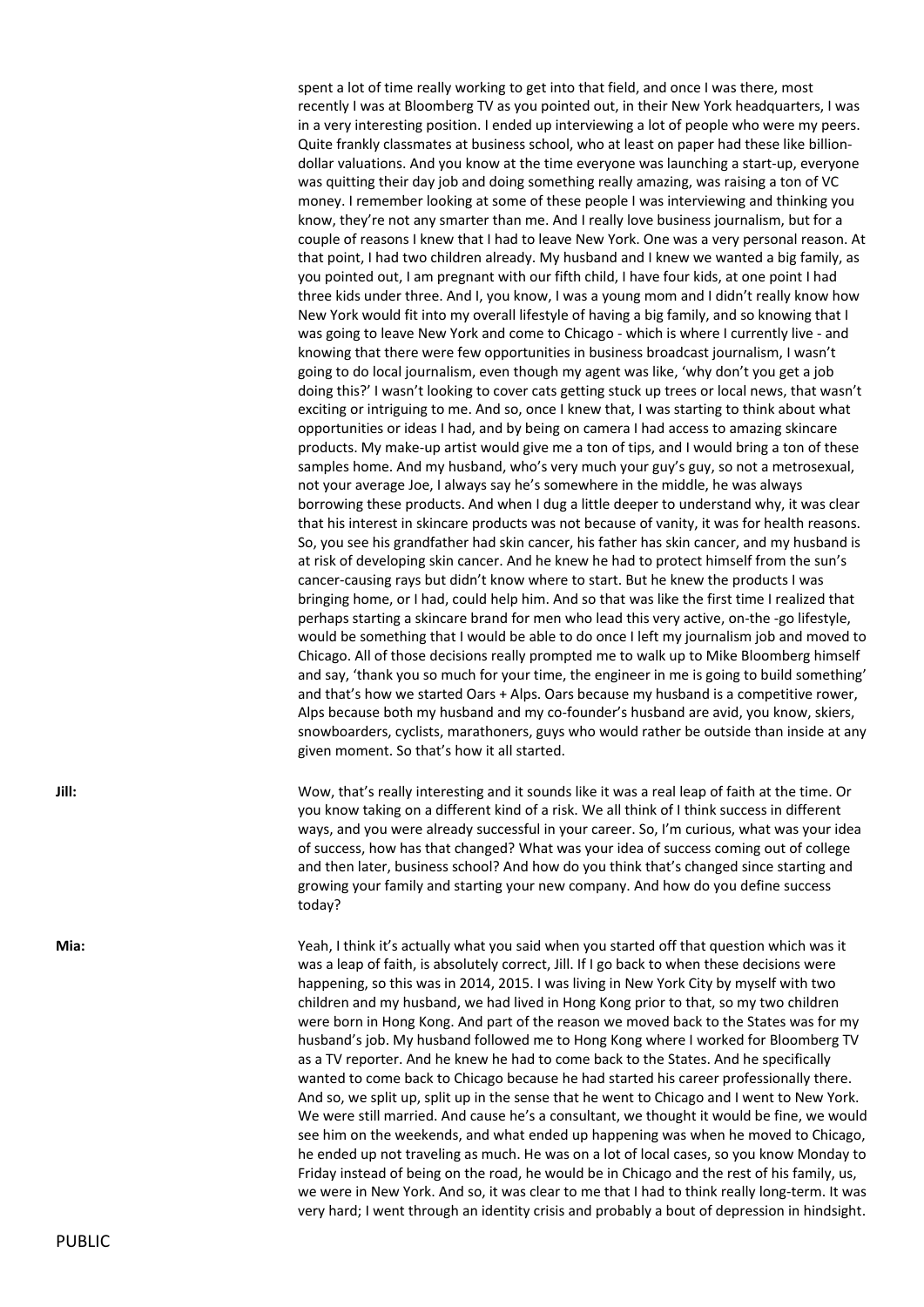spent a lot of time really working to get into that field, and once I was there, most recently I was at Bloomberg TV as you pointed out, in their New York headquarters, I was in a very interesting position. I ended up interviewing a lot of people who were my peers. Quite frankly classmates at business school, who at least on paper had these like billion-dollar valuations. And you know at the time everyone was launching a start-up, everyone was quitting their day job and doing something really amazing, was raising a ton of VC money. I remember looking at some of these people I was interviewing and thinking you know, they're not any smarter than me. And I really love business journalism, but for a couple of reasons I knew that I had to leave New York. One was a very personal reason. At that point, I had two children already. My husband and I knew we wanted a big family, as you pointed out, I am pregnant with our fifth child, I have four kids, at one point I had three kids under three. And I, you know, I was a young mom and I didn't really know how New York would fit into my overall lifestyle of having a big family, and so knowing that I was going to leave New York and come to Chicago - which is where I currently live - and knowing that there were few opportunities in business broadcast journalism, I wasn't going to do local journalism, even though my agent was like, 'why don't you get a job doing this?' I wasn't looking to cover cats getting stuck up trees or local news, that wasn't exciting or intriguing to me. And so, once I knew that, I was starting to think about what opportunities or ideas I had, and by being on camera I had access to amazing skincare products. My make-up artist would give me a ton of tips, and I would bring a ton of these samples home. And my husband, who's very much your guy's guy, so not a metrosexual, not your average Joe, I always say he's somewhere in the middle, he was always borrowing these products. And when I dug a little deeper to understand why, it was clear that his interest in skincare products was not because of vanity, it was for health reasons. So, you see his grandfather had skin cancer, his father has skin cancer, and my husband is at risk of developing skin cancer. And he knew he had to protect himself from the sun's cancer-causing rays but didn't know where to start. But he knew the products I was bringing home, or I had, could help him. And so that was like the first time I realized that perhaps starting a skincare brand for men who lead this very active, on-the -go lifestyle, would be something that I would be able to do once I left my journalism job and moved to Chicago. All of those decisions really prompted me to walk up to Mike Bloomberg himself and say, 'thank you so much for your time, the engineer in me is going to build something' and that's how we started Oars + Alps. Oars because my husband is a competitive rower, Alps because both my husband and my co-founder's husband are avid, you know, skiers, snowboarders, cyclists, marathoners, guys who would rather be outside than inside at any given moment. So that's how it all started.

**Jill:** Wow, that's really interesting and it sounds like it was a real leap of faith at the time. Or you know taking on a different kind of a risk. We all think of I think success in different ways, and you were already successful in your career. So, I'm curious, what was your idea of success, how has that changed? What was your idea of success coming out of college and then later, business school? And how do you think that's changed since starting and growing your family and starting your new company. And how do you define success today?

**Mia:** Yeah, I think it's actually what you said when you started off that question which was it was a leap of faith, is absolutely correct, Jill. If I go back to when these decisions were happening, so this was in 2014, 2015. I was living in New York City by myself with two children and my husband, we had lived in Hong Kong prior to that, so my two children were born in Hong Kong. And part of the reason we moved back to the States was for my husband's job. My husband followed me to Hong Kong where I worked for Bloomberg TV as a TV reporter. And he knew he had to come back to the States. And he specifically wanted to come back to Chicago because he had started his career professionally there. And so, we split up, split up in the sense that he went to Chicago and I went to New York. We were still married. And cause he's a consultant, we thought it would be fine, we would see him on the weekends, and what ended up happening was when he moved to Chicago, he ended up not traveling as much. He was on a lot of local cases, so you know Monday to Friday instead of being on the road, he would be in Chicago and the rest of his family, us, we were in New York. And so, it was clear to me that I had to think really long-term. It was very hard; I went through an identity crisis and probably a bout of depression in hindsight.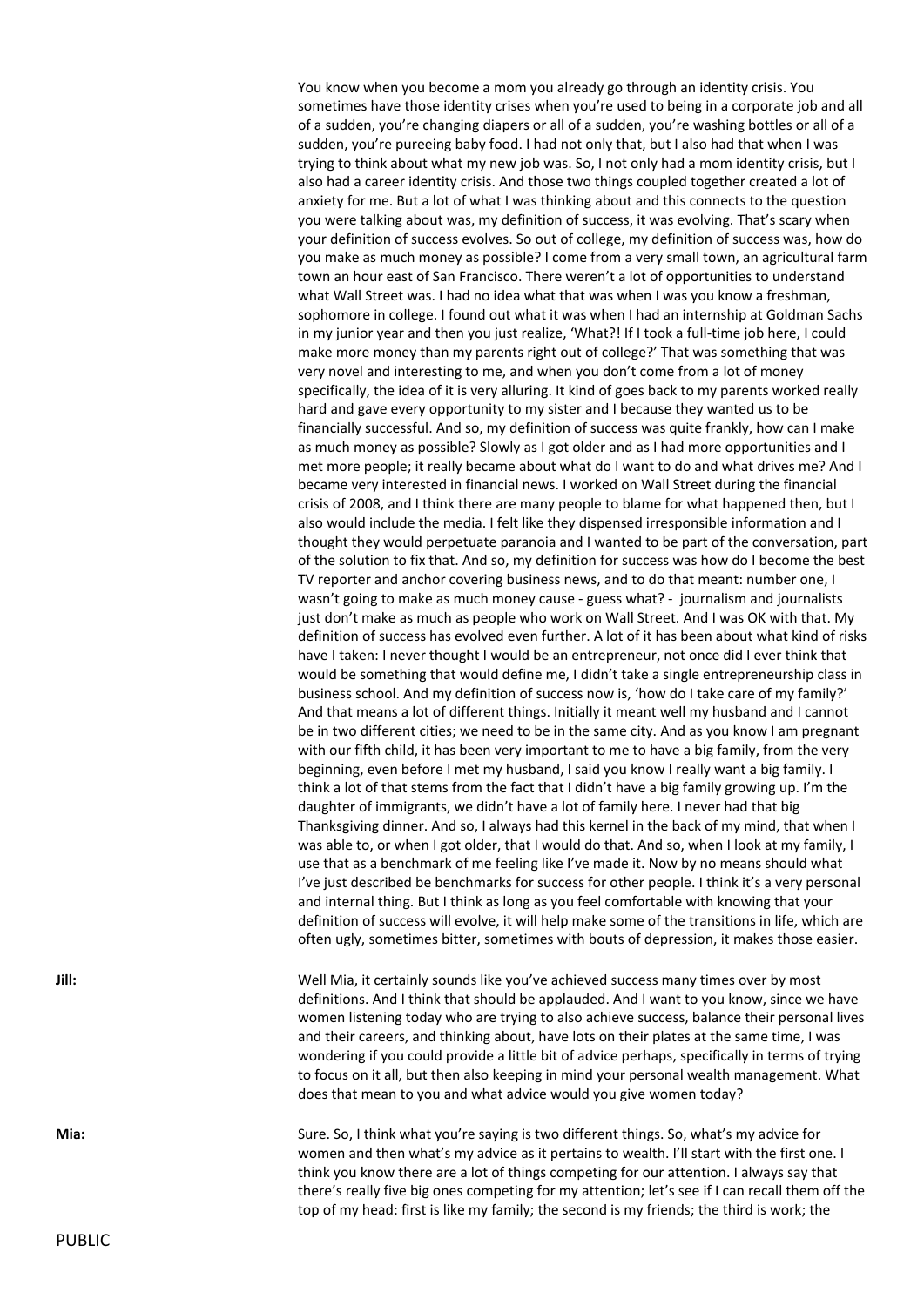You know when you become a mom you already go through an identity crisis. You sometimes have those identity crises when you're used to being in a corporate job and all of a sudden, you're changing diapers or all of a sudden, you're washing bottles or all of a sudden, you're pureeing baby food. I had not only that, but I also had that when I was trying to think about what my new job was. So, I not only had a mom identity crisis, but I also had a career identity crisis. And those two things coupled together created a lot of anxiety for me. But a lot of what I was thinking about and this connects to the question you were talking about was, my definition of success, it was evolving. That's scary when your definition of success evolves. So out of college, my definition of success was, how do you make as much money as possible? I come from a very small town, an agricultural farm town an hour east of San Francisco. There weren't a lot of opportunities to understand what Wall Street was. I had no idea what that was when I was you know a freshman, sophomore in college. I found out what it was when I had an internship at Goldman Sachs in my junior year and then you just realize, 'What?! If I took a full-time job here, I could make more money than my parents right out of college?' That was something that was very novel and interesting to me, and when you don't come from a lot of money specifically, the idea of it is very alluring. It kind of goes back to my parents worked really hard and gave every opportunity to my sister and I because they wanted us to be financially successful. And so, my definition of success was quite frankly, how can I make as much money as possible? Slowly as I got older and as I had more opportunities and I met more people; it really became about what do I want to do and what drives me? And I became very interested in financial news. I worked on Wall Street during the financial crisis of 2008, and I think there are many people to blame for what happened then, but I also would include the media. I felt like they dispensed irresponsible information and I thought they would perpetuate paranoia and I wanted to be part of the conversation, part of the solution to fix that. And so, my definition for success was how do I become the best TV reporter and anchor covering business news, and to do that meant: number one, I wasn't going to make as much money cause - guess what? - journalism and journalists just don't make as much as people who work on Wall Street. And I was OK with that. My definition of success has evolved even further. A lot of it has been about what kind of risks have I taken: I never thought I would be an entrepreneur, not once did I ever think that would be something that would define me, I didn't take a single entrepreneurship class in business school. And my definition of success now is, 'how do I take care of my family?' And that means a lot of different things. Initially it meant well my husband and I cannot be in two different cities; we need to be in the same city. And as you know I am pregnant with our fifth child, it has been very important to me to have a big family, from the very beginning, even before I met my husband, I said you know I really want a big family. I think a lot of that stems from the fact that I didn't have a big family growing up. I'm the daughter of immigrants, we didn't have a lot of family here. I never had that big Thanksgiving dinner. And so, I always had this kernel in the back of my mind, that when I was able to, or when I got older, that I would do that. And so, when I look at my family, I use that as a benchmark of me feeling like I've made it. Now by no means should what I've just described be benchmarks for success for other people. I think it's a very personal and internal thing. But I think as long as you feel comfortable with knowing that your definition of success will evolve, it will help make some of the transitions in life, which are often ugly, sometimes bitter, sometimes with bouts of depression, it makes those easier.

**Jill:** Well Mia, it certainly sounds like you've achieved success many times over by most definitions. And I think that should be applauded. And I want to you know, since we have women listening today who are trying to also achieve success, balance their personal lives and their careers, and thinking about, have lots on their plates at the same time, I was wondering if you could provide a little bit of advice perhaps, specifically in terms of trying to focus on it all, but then also keeping in mind your personal wealth management. What does that mean to you and what advice would you give women today?

**Mia:** Sure. So, I think what you're saying is two different things. So, what's my advice for women and then what's my advice as it pertains to wealth. I'll start with the first one. I think you know there are a lot of things competing for our attention. I always say that there's really five big ones competing for my attention; let's see if I can recall them off the top of my head: first is like my family; the second is my friends; the third is work; the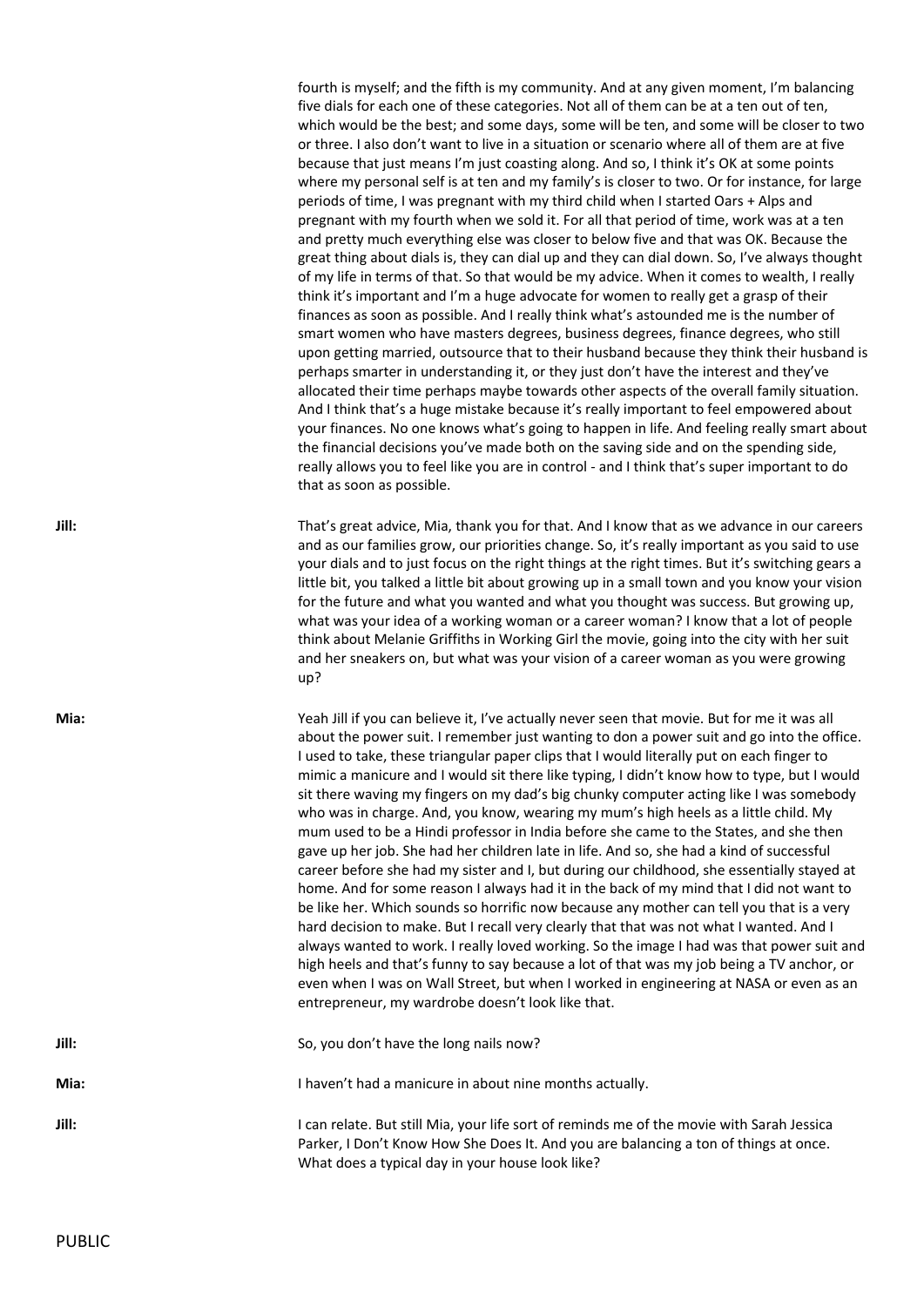fourth is myself; and the fifth is my community. And at any given moment, I'm balancing five dials for each one of these categories. Not all of them can be at a ten out of ten, which would be the best; and some days, some will be ten, and some will be closer to two or three. I also don't want to live in a situation or scenario where all of them are at five because that just means I'm just coasting along. And so, I think it's OK at some points where my personal self is at ten and my family's is closer to two. Or for instance, for large periods of time, I was pregnant with my third child when I started Oars + Alps and pregnant with my fourth when we sold it. For all that period of time, work was at a ten and pretty much everything else was closer to below five and that was OK. Because the great thing about dials is, they can dial up and they can dial down. So, I've always thought of my life in terms of that. So that would be my advice. When it comes to wealth, I really think it's important and I'm a huge advocate for women to really get a grasp of their finances as soon as possible. And I really think what's astounded me is the number of smart women who have masters degrees, business degrees, finance degrees, who still upon getting married, outsource that to their husband because they think their husband is perhaps smarter in understanding it, or they just don't have the interest and they've allocated their time perhaps maybe towards other aspects of the overall family situation. And I think that's a huge mistake because it's really important to feel empowered about your finances. No one knows what's going to happen in life. And feeling really smart about the financial decisions you've made both on the saving side and on the spending side, really allows you to feel like you are in control - and I think that's super important to do that as soon as possible.

**Jill:** That's great advice, Mia, thank you for that. And I know that as we advance in our careers and as our families grow, our priorities change. So, it's really important as you said to use your dials and to just focus on the right things at the right times. But it's switching gears a little bit, you talked a little bit about growing up in a small town and you know your vision for the future and what you wanted and what you thought was success. But growing up, what was your idea of a working woman or a career woman? I know that a lot of people think about Melanie Griffiths in Working Girl the movie, going into the city with her suit and her sneakers on, but what was your vision of a career woman as you were growing up?

**Mia:** Yeah Jill if you can believe it, I've actually never seen that movie. But for me it was all about the power suit. I remember just wanting to don a power suit and go into the office. I used to take, these triangular paper clips that I would literally put on each finger to mimic a manicure and I would sit there like typing, I didn't know how to type, but I would sit there waving my fingers on my dad's big chunky computer acting like I was somebody who was in charge. And, you know, wearing my mum's high heels as a little child. My mum used to be a Hindi professor in India before she came to the States, and she then gave up her job. She had her children late in life. And so, she had a kind of successful career before she had my sister and I, but during our childhood, she essentially stayed at home. And for some reason I always had it in the back of my mind that I did not want to be like her. Which sounds so horrific now because any mother can tell you that is a very hard decision to make. But I recall very clearly that that was not what I wanted. And I always wanted to work. I really loved working. So the image I had was that power suit and high heels and that's funny to say because a lot of that was my job being a TV anchor, or even when I was on Wall Street, but when I worked in engineering at NASA or even as an entrepreneur, my wardrobe doesn't look like that.

**Jill:** So, you don't have the long nails now?

**Mia:** I haven't had a manicure in about nine months actually.

**Jill:** I can relate. But still Mia, your life sort of reminds me of the movie with Sarah Jessica Parker, I Don't Know How She Does It. And you are balancing a ton of things at once. What does a typical day in your house look like?

PUBLIC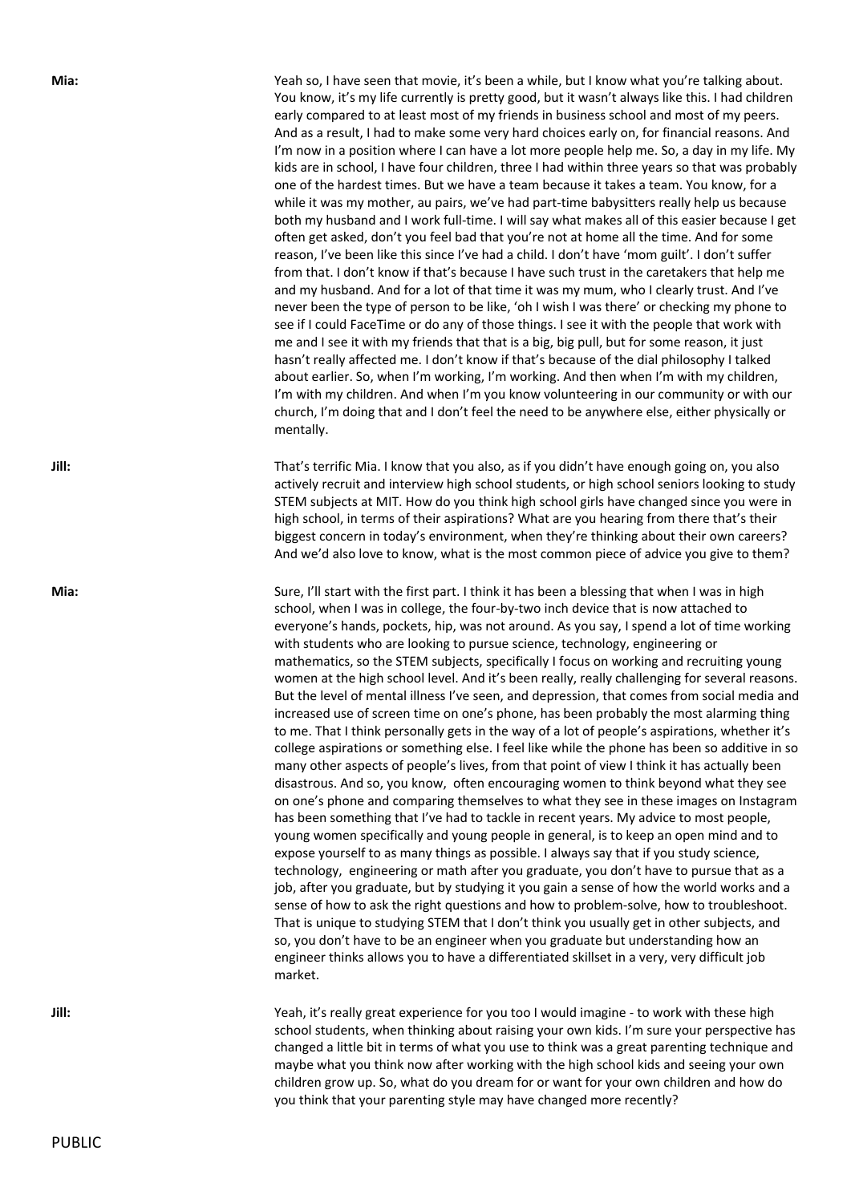**Mia:** Yeah so, I have seen that movie, it's been a while, but I know what you're talking about. You know, it's my life currently is pretty good, but it wasn't always like this. I had children early compared to at least most of my friends in business school and most of my peers. And as a result, I had to make some very hard choices early on, for financial reasons. And I'm now in a position where I can have a lot more people help me. So, a day in my life. My kids are in school, I have four children, three I had within three years so that was probably one of the hardest times. But we have a team because it takes a team. You know, for a while it was my mother, au pairs, we've had part-time babysitters really help us because both my husband and I work full-time. I will say what makes all of this easier because I get often get asked, don't you feel bad that you're not at home all the time. And for some reason, I've been like this since I've had a child. I don't have 'mom guilt'. I don't suffer from that. I don't know if that's because I have such trust in the caretakers that help me and my husband. And for a lot of that time it was my mum, who I clearly trust. And I've never been the type of person to be like, 'oh I wish I was there' or checking my phone to see if I could FaceTime or do any of those things. I see it with the people that work with me and I see it with my friends that that is a big, big pull, but for some reason, it just hasn't really affected me. I don't know if that's because of the dial philosophy I talked about earlier. So, when I'm working, I'm working. And then when I'm with my children, I'm with my children. And when I'm you know volunteering in our community or with our church, I'm doing that and I don't feel the need to be anywhere else, either physically or mentally.

**Jill:** That's terrific Mia. I know that you also, as if you didn't have enough going on, you also actively recruit and interview high school students, or high school seniors looking to study STEM subjects at MIT. How do you think high school girls have changed since you were in high school, in terms of their aspirations? What are you hearing from there that's their biggest concern in today's environment, when they're thinking about their own careers? And we'd also love to know, what is the most common piece of advice you give to them?

**Mia:** Sure, I'll start with the first part. I think it has been a blessing that when I was in high school, when I was in college, the four-by-two inch device that is now attached to everyone's hands, pockets, hip, was not around. As you say, I spend a lot of time working with students who are looking to pursue science, technology, engineering or mathematics, so the STEM subjects, specifically I focus on working and recruiting young women at the high school level. And it's been really, really challenging for several reasons. But the level of mental illness I've seen, and depression, that comes from social media and increased use of screen time on one's phone, has been probably the most alarming thing to me. That I think personally gets in the way of a lot of people's aspirations, whether it's college aspirations or something else. I feel like while the phone has been so additive in so many other aspects of people's lives, from that point of view I think it has actually been disastrous. And so, you know, often encouraging women to think beyond what they see on one's phone and comparing themselves to what they see in these images on Instagram has been something that I've had to tackle in recent years. My advice to most people, young women specifically and young people in general, is to keep an open mind and to expose yourself to as many things as possible. I always say that if you study science, technology, engineering or math after you graduate, you don't have to pursue that as a job, after you graduate, but by studying it you gain a sense of how the world works and a sense of how to ask the right questions and how to problem-solve, how to troubleshoot. That is unique to studying STEM that I don't think you usually get in other subjects, and so, you don't have to be an engineer when you graduate but understanding how an engineer thinks allows you to have a differentiated skillset in a very, very difficult job market.

**Jill:** Yeah, it's really great experience for you too I would imagine - to work with these high school students, when thinking about raising your own kids. I'm sure your perspective has changed a little bit in terms of what you use to think was a great parenting technique and maybe what you think now after working with the high school kids and seeing your own children grow up. So, what do you dream for or want for your own children and how do you think that your parenting style may have changed more recently?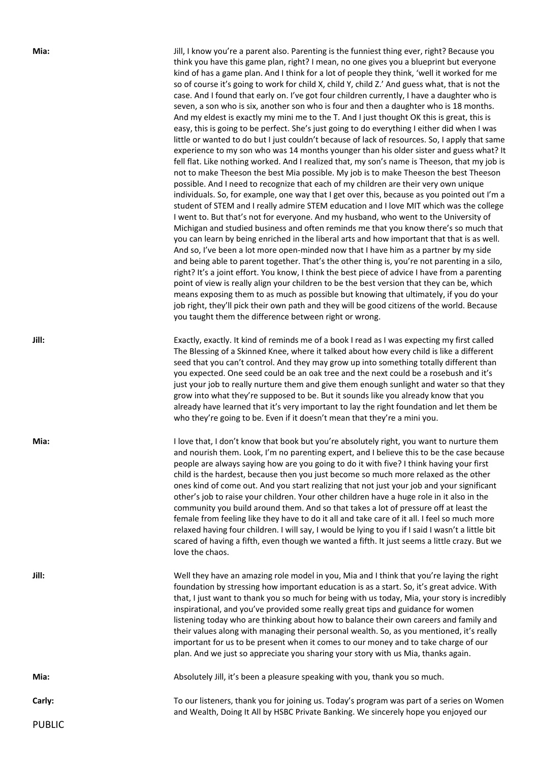**Mia:** Jill, I know you're a parent also. Parenting is the funniest thing ever, right? Because you think you have this game plan, right? I mean, no one gives you a blueprint but everyone kind of has a game plan. And I think for a lot of people they think, 'well it worked for me so of course it's going to work for child X, child Y, child Z.' And guess what, that is not the case. And I found that early on. I've got four children currently, I have a daughter who is seven, a son who is six, another son who is four and then a daughter who is 18 months. And my eldest is exactly my mini me to the T. And I just thought OK this is great, this is easy, this is going to be perfect. She's just going to do everything I either did when I was little or wanted to do but I just couldn't because of lack of resources. So, I apply that same experience to my son who was 14 months younger than his older sister and guess what? It fell flat. Like nothing worked. And I realized that, my son's name is Theeson, that my job is not to make Theeson the best Mia possible. My job is to make Theeson the best Theeson possible. And I need to recognize that each of my children are their very own unique individuals. So, for example, one way that I get over this, because as you pointed out I'm a student of STEM and I really admire STEM education and I love MIT which was the college I went to. But that's not for everyone. And my husband, who went to the University of Michigan and studied business and often reminds me that you know there's so much that you can learn by being enriched in the liberal arts and how important that that is as well. And so, I've been a lot more open-minded now that I have him as a partner by my side and being able to parent together. That's the other thing is, you're not parenting in a silo, right? It's a joint effort. You know, I think the best piece of advice I have from a parenting point of view is really align your children to be the best version that they can be, which means exposing them to as much as possible but knowing that ultimately, if you do your job right, they'll pick their own path and they will be good citizens of the world. Because you taught them the difference between right or wrong.

**Jill:** Exactly, exactly. It kind of reminds me of a book I read as I was expecting my first called The Blessing of a Skinned Knee, where it talked about how every child is like a different seed that you can't control. And they may grow up into something totally different than you expected. One seed could be an oak tree and the next could be a rosebush and it's just your job to really nurture them and give them enough sunlight and water so that they grow into what they're supposed to be. But it sounds like you already know that you already have learned that it's very important to lay the right foundation and let them be who they're going to be. Even if it doesn't mean that they're a mini you.

**Mia:** I love that, I don't know that book but you're absolutely right, you want to nurture them and nourish them. Look, I'm no parenting expert, and I believe this to be the case because people are always saying how are you going to do it with five? I think having your first child is the hardest, because then you just become so much more relaxed as the other ones kind of come out. And you start realizing that not just your job and your significant other's job to raise your children. Your other children have a huge role in it also in the community you build around them. And so that takes a lot of pressure off at least the female from feeling like they have to do it all and take care of it all. I feel so much more relaxed having four children. I will say, I would be lying to you if I said I wasn't a little bit scared of having a fifth, even though we wanted a fifth. It just seems a little crazy. But we love the chaos.

**Jill:** Well they have an amazing role model in you, Mia and I think that you're laying the right foundation by stressing how important education is as a start. So, it's great advice. With that, I just want to thank you so much for being with us today, Mia, your story is incredibly inspirational, and you've provided some really great tips and guidance for women listening today who are thinking about how to balance their own careers and family and their values along with managing their personal wealth. So, as you mentioned, it's really important for us to be present when it comes to our money and to take charge of our plan. And we just so appreciate you sharing your story with us Mia, thanks again.

**Mia:** Absolutely Jill, it's been a pleasure speaking with you, thank you so much.

**Carly:** To our listeners, thank you for joining us. Today's program was part of a series on Women and Wealth, Doing It All by HSBC Private Banking. We sincerely hope you enjoyed our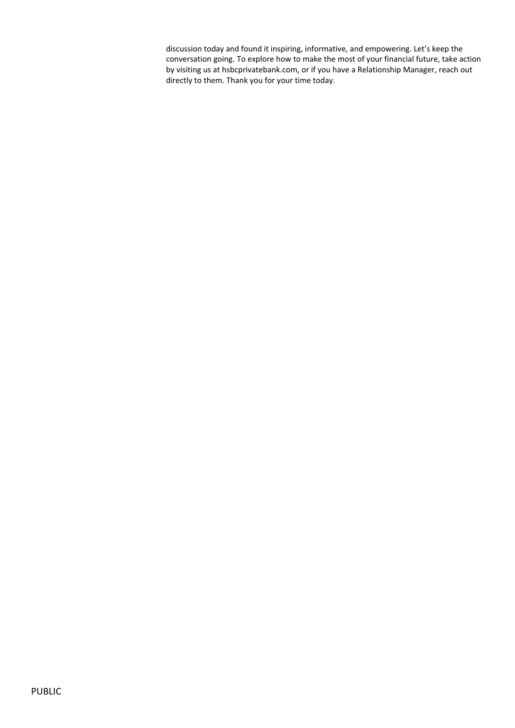discussion today and found it inspiring, informative, and empowering. Let's keep the conversation going. To explore how to make the most of your financial future, take action by visiting us at hsbcprivatebank.com, or if you have a Relationship Manager, reach out directly to them. Thank you for your time today.

PUBLIC